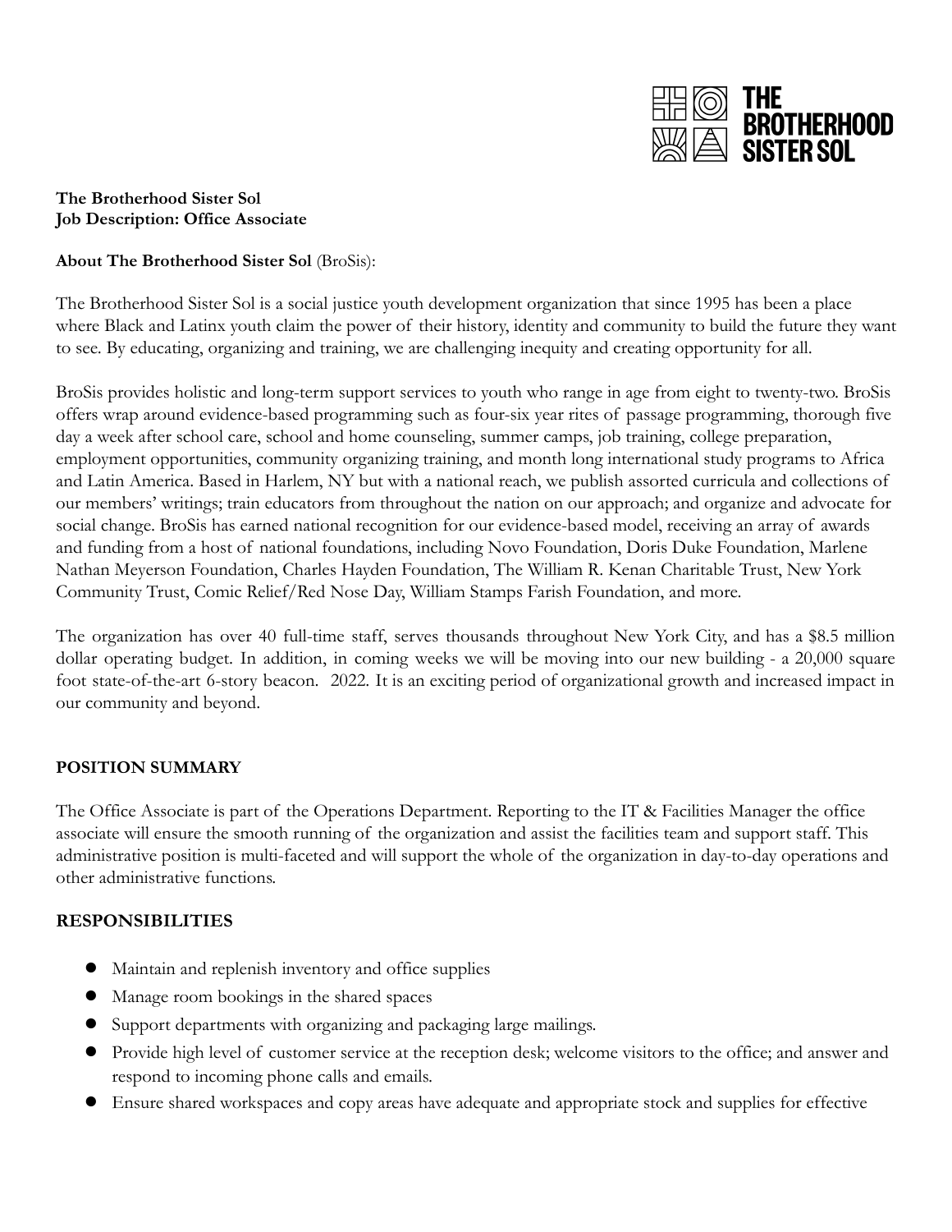**The Brotherhood Sister Sol**
**Job Description: Office Associate**

**About The Brotherhood Sister Sol** (BroSis):

The Brotherhood Sister Sol is a social justice youth development organization that since 1995 has been a place where Black and Latinx youth claim the power of their history, identity and community to build the future they want to see. By educating, organizing and training, we are challenging inequity and creating opportunity for all.

BroSis provides holistic and long-term support services to youth who range in age from eight to twenty-two. BroSis offers wrap around evidence-based programming such as four-six year rites of passage programming, thorough five day a week after school care, school and home counseling, summer camps, job training, college preparation, employment opportunities, community organizing training, and month long international study programs to Africa and Latin America. Based in Harlem, NY but with a national reach, we publish assorted curricula and collections of our members' writings; train educators from throughout the nation on our approach; and organize and advocate for social change. BroSis has earned national recognition for our evidence-based model, receiving an array of awards and funding from a host of national foundations, including Novo Foundation, Doris Duke Foundation, Marlene Nathan Meyerson Foundation, Charles Hayden Foundation, The William R. Kenan Charitable Trust, New York Community Trust, Comic Relief/Red Nose Day, William Stamps Farish Foundation, and more.

The organization has over 40 full-time staff, serves thousands throughout New York City, and has a $8.5 million dollar operating budget. In addition, in coming weeks we will be moving into our new building - a 20,000 square foot state-of-the-art 6-story beacon. 2022. It is an exciting period of organizational growth and increased impact in our community and beyond.

## POSITION SUMMARY

The Office Associate is part of the Operations Department. Reporting to the IT & Facilities Manager the office associate will ensure the smooth running of the organization and assist the facilities team and support staff. This administrative position is multi-faceted and will support the whole of the organization in day-to-day operations and other administrative functions.

## RESPONSIBILITIES

- Maintain and replenish inventory and office supplies
- Manage room bookings in the shared spaces
- Support departments with organizing and packaging large mailings.
- Provide high level of customer service at the reception desk; welcome visitors to the office; and answer and respond to incoming phone calls and emails.
- Ensure shared workspaces and copy areas have adequate and appropriate stock and supplies for effective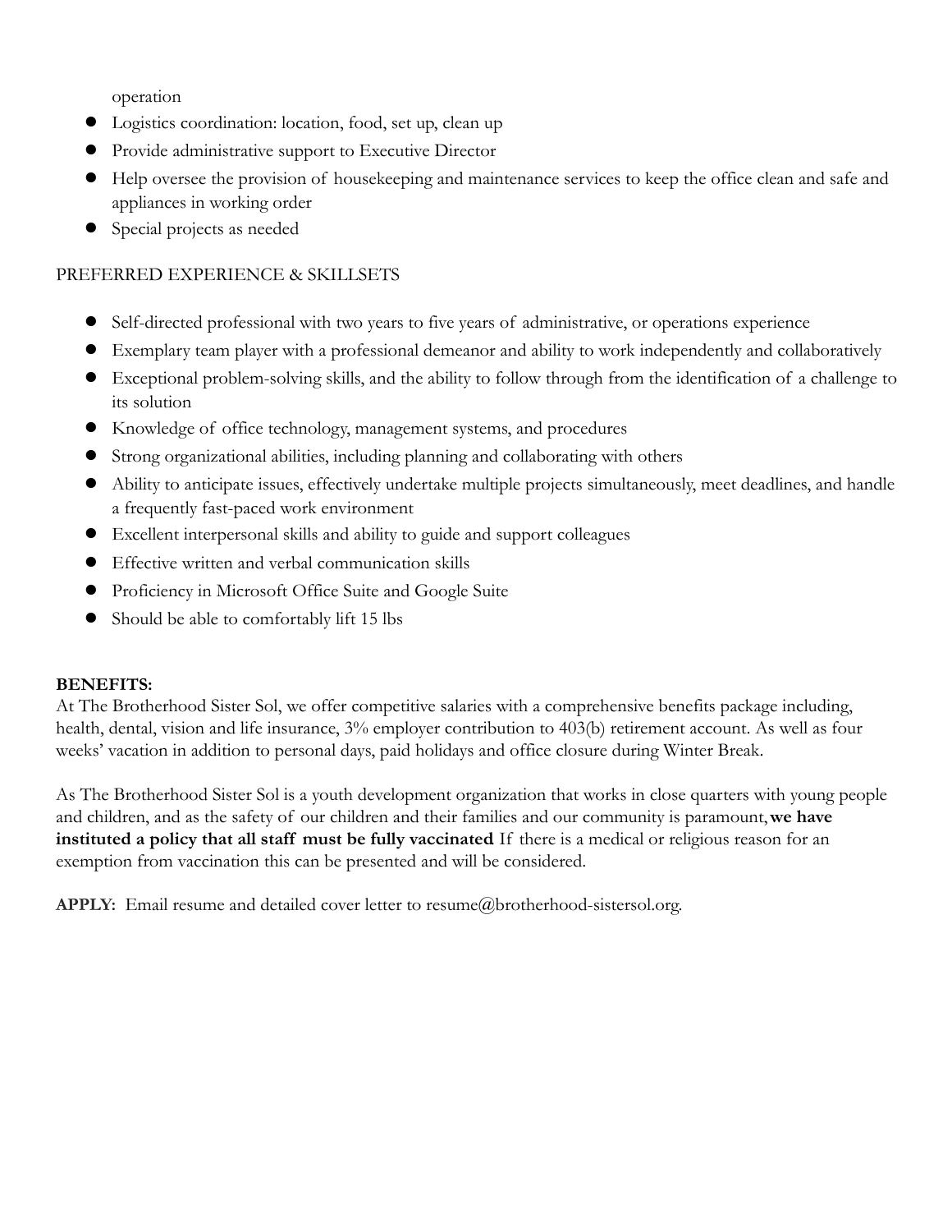operation

- Logistics coordination: location, food, set up, clean up
- Provide administrative support to Executive Director
- Help oversee the provision of housekeeping and maintenance services to keep the office clean and safe and appliances in working order
- Special projects as needed

PREFERRED EXPERIENCE & SKILLSETS

- Self-directed professional with two years to five years of administrative, or operations experience
- Exemplary team player with a professional demeanor and ability to work independently and collaboratively
- Exceptional problem-solving skills, and the ability to follow through from the identification of a challenge to its solution
- Knowledge of office technology, management systems, and procedures
- Strong organizational abilities, including planning and collaborating with others
- Ability to anticipate issues, effectively undertake multiple projects simultaneously, meet deadlines, and handle a frequently fast-paced work environment
- Excellent interpersonal skills and ability to guide and support colleagues
- Effective written and verbal communication skills
- Proficiency in Microsoft Office Suite and Google Suite
- Should be able to comfortably lift 15 lbs

**BENEFITS:**
At The Brotherhood Sister Sol, we offer competitive salaries with a comprehensive benefits package including, health, dental, vision and life insurance, 3% employer contribution to 403(b) retirement account. As well as four weeks' vacation in addition to personal days, paid holidays and office closure during Winter Break.

As The Brotherhood Sister Sol is a youth development organization that works in close quarters with young people and children, and as the safety of our children and their families and our community is paramount, **we have instituted a policy that all staff must be fully vaccinated** If there is a medical or religious reason for an exemption from vaccination this can be presented and will be considered.

**APPLY:** Email resume and detailed cover letter to resume@brotherhood-sistersol.org.